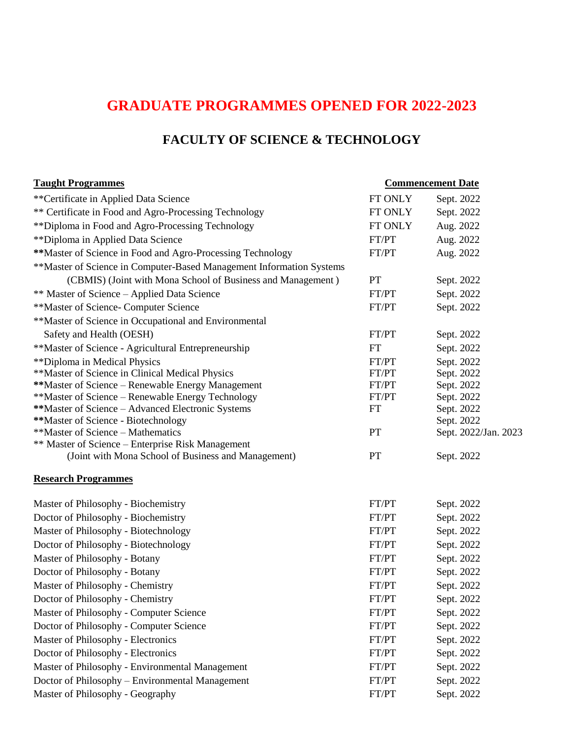# GRADUATE PROGRAMMES OPENED FOR 2022-2023

## FACULTY OF SCIENCE & TECHNOLOGY

| Taught Programmes | | Commencement Date |
|---|---|---|
| **Certificate in Applied Data Science | FT ONLY | Sept. 2022 |
| ** Certificate in Food and Agro-Processing Technology | FT ONLY | Sept. 2022 |
| **Diploma in Food and Agro-Processing Technology | FT ONLY | Aug. 2022 |
| **Diploma in Applied Data Science | FT/PT | Aug. 2022 |
| **Master of Science in Food and Agro-Processing Technology | FT/PT | Aug. 2022 |
| **Master of Science in Computer-Based Management Information Systems (CBMIS) (Joint with Mona School of Business and Management ) | PT | Sept. 2022 |
| ** Master of Science – Applied Data Science | FT/PT | Sept. 2022 |
| **Master of Science- Computer Science | FT/PT | Sept. 2022 |
| **Master of Science in Occupational and Environmental Safety and Health (OESH) | FT/PT | Sept. 2022 |
| **Master of Science - Agricultural Entrepreneurship | FT | Sept. 2022 |
| **Diploma in Medical Physics | FT/PT | Sept. 2022 |
| **Master of Science in Clinical Medical Physics | FT/PT | Sept. 2022 |
| **Master of Science – Renewable Energy Management | FT/PT | Sept. 2022 |
| **Master of Science – Renewable Energy Technology | FT/PT | Sept. 2022 |
| **Master of Science – Advanced Electronic Systems | FT | Sept. 2022 |
| **Master of Science - Biotechnology | | Sept. 2022 |
| **Master of Science – Mathematics | PT | Sept. 2022/Jan. 2023 |
| ** Master of Science – Enterprise Risk Management (Joint with Mona School of Business and Management) | PT | Sept. 2022 |

| Research Programmes | | |
|---|---|---|
| Master of Philosophy - Biochemistry | FT/PT | Sept. 2022 |
| Doctor of Philosophy - Biochemistry | FT/PT | Sept. 2022 |
| Master of Philosophy - Biotechnology | FT/PT | Sept. 2022 |
| Doctor of Philosophy - Biotechnology | FT/PT | Sept. 2022 |
| Master of Philosophy - Botany | FT/PT | Sept. 2022 |
| Doctor of Philosophy - Botany | FT/PT | Sept. 2022 |
| Master of Philosophy - Chemistry | FT/PT | Sept. 2022 |
| Doctor of Philosophy - Chemistry | FT/PT | Sept. 2022 |
| Master of Philosophy - Computer Science | FT/PT | Sept. 2022 |
| Doctor of Philosophy - Computer Science | FT/PT | Sept. 2022 |
| Master of Philosophy - Electronics | FT/PT | Sept. 2022 |
| Doctor of Philosophy - Electronics | FT/PT | Sept. 2022 |
| Master of Philosophy - Environmental Management | FT/PT | Sept. 2022 |
| Doctor of Philosophy – Environmental Management | FT/PT | Sept. 2022 |
| Master of Philosophy - Geography | FT/PT | Sept. 2022 |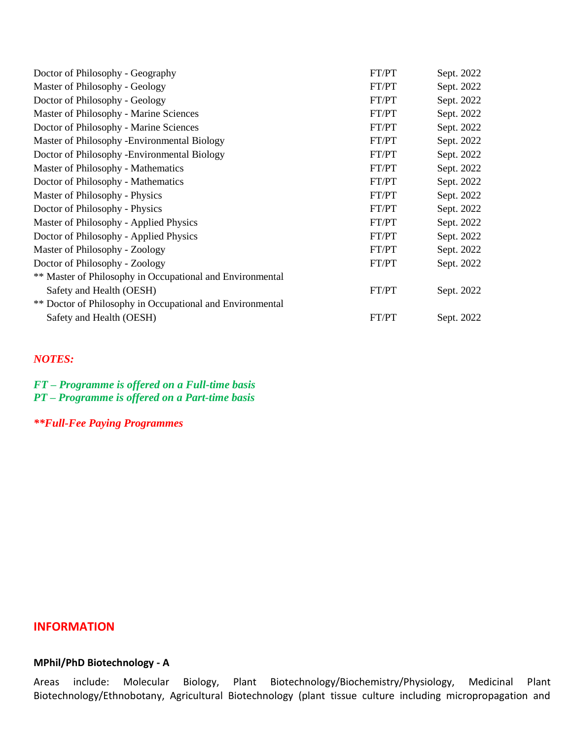| | | |
|---|---|---|
| Doctor of Philosophy - Geography | FT/PT | Sept. 2022 |
| Master of Philosophy - Geology | FT/PT | Sept. 2022 |
| Doctor of Philosophy - Geology | FT/PT | Sept. 2022 |
| Master of Philosophy - Marine Sciences | FT/PT | Sept. 2022 |
| Doctor of Philosophy - Marine Sciences | FT/PT | Sept. 2022 |
| Master of Philosophy -Environmental Biology | FT/PT | Sept. 2022 |
| Doctor of Philosophy -Environmental Biology | FT/PT | Sept. 2022 |
| Master of Philosophy - Mathematics | FT/PT | Sept. 2022 |
| Doctor of Philosophy - Mathematics | FT/PT | Sept. 2022 |
| Master of Philosophy - Physics | FT/PT | Sept. 2022 |
| Doctor of Philosophy - Physics | FT/PT | Sept. 2022 |
| Master of Philosophy - Applied Physics | FT/PT | Sept. 2022 |
| Doctor of Philosophy - Applied Physics | FT/PT | Sept. 2022 |
| Master of Philosophy - Zoology | FT/PT | Sept. 2022 |
| Doctor of Philosophy - Zoology | FT/PT | Sept. 2022 |
| ** Master of Philosophy in Occupational and Environmental Safety and Health (OESH) | FT/PT | Sept. 2022 |
| ** Doctor of Philosophy in Occupational and Environmental Safety and Health (OESH) | FT/PT | Sept. 2022 |

***NOTES:***

***FT – Programme is offered on a Full-time basis***
***PT – Programme is offered on a Part-time basis***

*****Full-Fee Paying Programmes***

## INFORMATION

**MPhil/PhD Biotechnology - A**

Areas include: Molecular Biology, Plant Biotechnology/Biochemistry/Physiology, Medicinal Plant Biotechnology/Ethnobotany, Agricultural Biotechnology (plant tissue culture including micropropagation and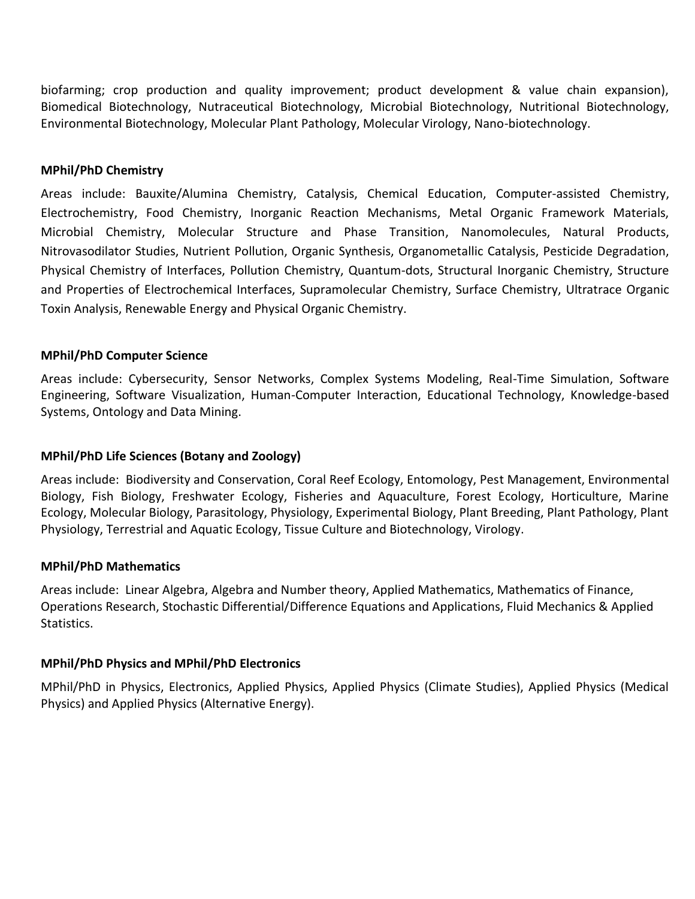biofarming; crop production and quality improvement; product development & value chain expansion), Biomedical Biotechnology, Nutraceutical Biotechnology, Microbial Biotechnology, Nutritional Biotechnology, Environmental Biotechnology, Molecular Plant Pathology, Molecular Virology, Nano-biotechnology.

**MPhil/PhD Chemistry**

Areas include: Bauxite/Alumina Chemistry, Catalysis, Chemical Education, Computer-assisted Chemistry, Electrochemistry, Food Chemistry, Inorganic Reaction Mechanisms, Metal Organic Framework Materials, Microbial Chemistry, Molecular Structure and Phase Transition, Nanomolecules, Natural Products, Nitrovasodilator Studies, Nutrient Pollution, Organic Synthesis, Organometallic Catalysis, Pesticide Degradation, Physical Chemistry of Interfaces, Pollution Chemistry, Quantum-dots, Structural Inorganic Chemistry, Structure and Properties of Electrochemical Interfaces, Supramolecular Chemistry, Surface Chemistry, Ultratrace Organic Toxin Analysis, Renewable Energy and Physical Organic Chemistry.

**MPhil/PhD Computer Science**

Areas include: Cybersecurity, Sensor Networks, Complex Systems Modeling, Real-Time Simulation, Software Engineering, Software Visualization, Human-Computer Interaction, Educational Technology, Knowledge-based Systems, Ontology and Data Mining.

**MPhil/PhD Life Sciences (Botany and Zoology)**

Areas include: Biodiversity and Conservation, Coral Reef Ecology, Entomology, Pest Management, Environmental Biology, Fish Biology, Freshwater Ecology, Fisheries and Aquaculture, Forest Ecology, Horticulture, Marine Ecology, Molecular Biology, Parasitology, Physiology, Experimental Biology, Plant Breeding, Plant Pathology, Plant Physiology, Terrestrial and Aquatic Ecology, Tissue Culture and Biotechnology, Virology.

**MPhil/PhD Mathematics**

Areas include: Linear Algebra, Algebra and Number theory, Applied Mathematics, Mathematics of Finance, Operations Research, Stochastic Differential/Difference Equations and Applications, Fluid Mechanics & Applied Statistics.

**MPhil/PhD Physics and MPhil/PhD Electronics**

MPhil/PhD in Physics, Electronics, Applied Physics, Applied Physics (Climate Studies), Applied Physics (Medical Physics) and Applied Physics (Alternative Energy).